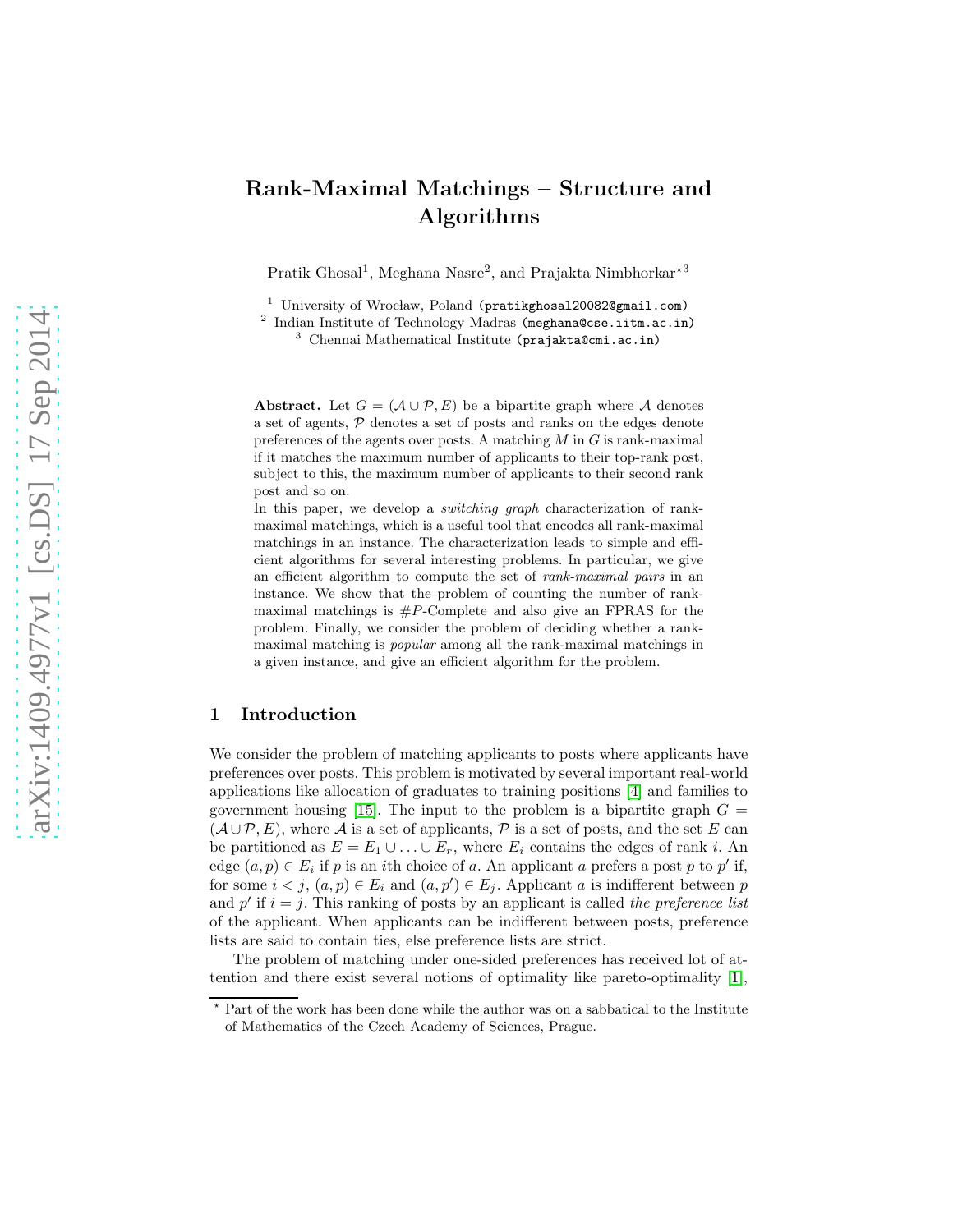# Rank-Maximal Matchings – Structure and Algorithms

Pratik Ghosal[1], Meghana Nasre[2], and Prajakta Nimbhorkar[⋆3]

[1] University of Wrocław, Poland (pratikghosal20082@gmail.com)
[2] Indian Institute of Technology Madras (meghana@cse.iitm.ac.in)
[3] Chennai Mathematical Institute (prajakta@cmi.ac.in)

**Abstract.** Let $G = (\mathcal{A} \cup \mathcal{P}, E)$ be a bipartite graph where $\mathcal{A}$ denotes a set of agents, $\mathcal{P}$ denotes a set of posts and ranks on the edges denote preferences of the agents over posts. A matching $M$ in $G$ is rank-maximal if it matches the maximum number of applicants to their top-rank post, subject to this, the maximum number of applicants to their second rank post and so on.
In this paper, we develop a *switching graph* characterization of rank-maximal matchings, which is a useful tool that encodes all rank-maximal matchings in an instance. The characterization leads to simple and efficient algorithms for several interesting problems. In particular, we give an efficient algorithm to compute the set of *rank-maximal pairs* in an instance. We show that the problem of counting the number of rank-maximal matchings is $\#P$-Complete and also give an FPRAS for the problem. Finally, we consider the problem of deciding whether a rank-maximal matching is *popular* among all the rank-maximal matchings in a given instance, and give an efficient algorithm for the problem.

## 1 Introduction

We consider the problem of matching applicants to posts where applicants have preferences over posts. This problem is motivated by several important real-world applications like allocation of graduates to training positions [4] and families to government housing [15]. The input to the problem is a bipartite graph $G = (\mathcal{A} \cup \mathcal{P}, E)$, where $\mathcal{A}$ is a set of applicants, $\mathcal{P}$ is a set of posts, and the set $E$ can be partitioned as $E = E_1 \cup \ldots \cup E_r$, where $E_i$ contains the edges of rank $i$. An edge $(a, p) \in E_i$ if $p$ is an $i$th choice of $a$. An applicant $a$ prefers a post $p$ to $p'$ if, for some $i < j$, $(a, p) \in E_i$ and $(a, p') \in E_j$. Applicant $a$ is indifferent between $p$ and $p'$ if $i = j$. This ranking of posts by an applicant is called *the preference list* of the applicant. When applicants can be indifferent between posts, preference lists are said to contain ties, else preference lists are strict.

The problem of matching under one-sided preferences has received lot of attention and there exist several notions of optimality like pareto-optimality [1],

⋆ Part of the work has been done while the author was on a sabbatical to the Institute of Mathematics of the Czech Academy of Sciences, Prague.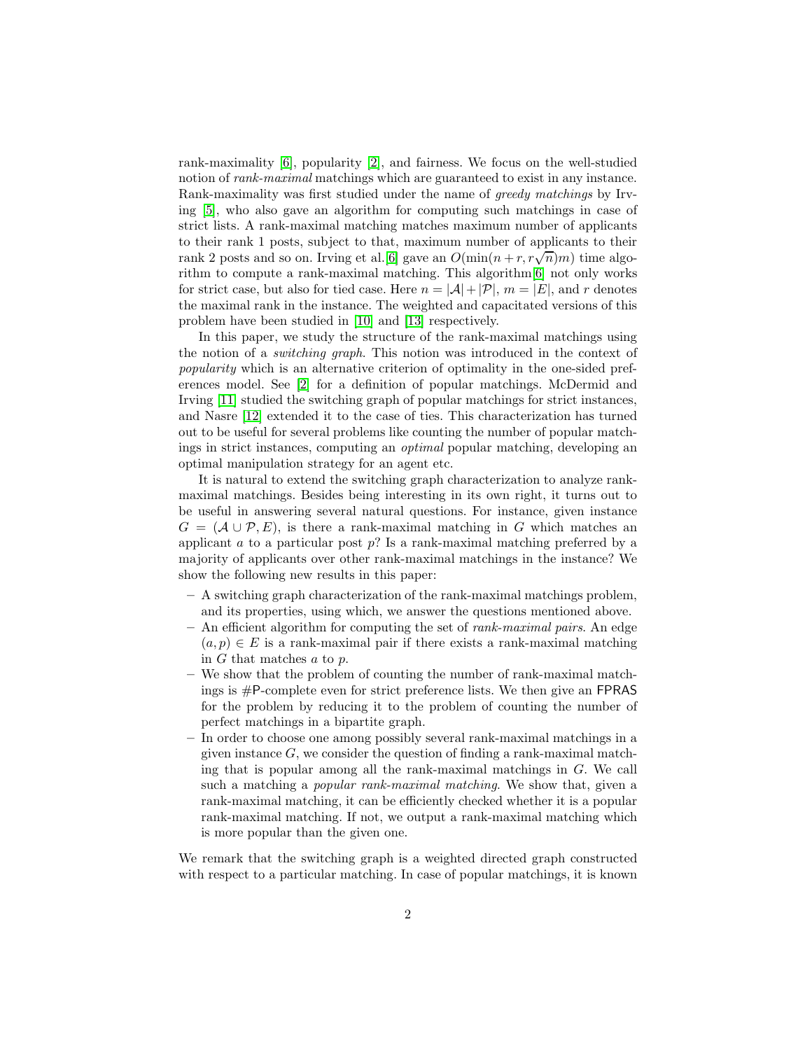rank-maximality [6], popularity [2], and fairness. We focus on the well-studied notion of *rank-maximal* matchings which are guaranteed to exist in any instance. Rank-maximality was first studied under the name of *greedy matchings* by Irving [5], who also gave an algorithm for computing such matchings in case of strict lists. A rank-maximal matching matches maximum number of applicants to their rank 1 posts, subject to that, maximum number of applicants to their rank 2 posts and so on. Irving et al.[6] gave an $O(\min(n+r, r\sqrt{n})m)$ time algorithm to compute a rank-maximal matching. This algorithm[6] not only works for strict case, but also for tied case. Here $n = |\mathcal{A}| + |\mathcal{P}|$, $m = |E|$, and $r$ denotes the maximal rank in the instance. The weighted and capacitated versions of this problem have been studied in [10] and [13] respectively.

In this paper, we study the structure of the rank-maximal matchings using the notion of a *switching graph*. This notion was introduced in the context of *popularity* which is an alternative criterion of optimality in the one-sided preferences model. See [2] for a definition of popular matchings. McDermid and Irving [11] studied the switching graph of popular matchings for strict instances, and Nasre [12] extended it to the case of ties. This characterization has turned out to be useful for several problems like counting the number of popular matchings in strict instances, computing an *optimal* popular matching, developing an optimal manipulation strategy for an agent etc.

It is natural to extend the switching graph characterization to analyze rank-maximal matchings. Besides being interesting in its own right, it turns out to be useful in answering several natural questions. For instance, given instance $G = (\mathcal{A} \cup \mathcal{P}, E)$, is there a rank-maximal matching in $G$ which matches an applicant $a$ to a particular post $p$? Is a rank-maximal matching preferred by a majority of applicants over other rank-maximal matchings in the instance? We show the following new results in this paper:

- A switching graph characterization of the rank-maximal matchings problem, and its properties, using which, we answer the questions mentioned above.
- An efficient algorithm for computing the set of *rank-maximal pairs*. An edge $(a, p) \in E$ is a rank-maximal pair if there exists a rank-maximal matching in $G$ that matches $a$ to $p$.
- We show that the problem of counting the number of rank-maximal matchings is #P-complete even for strict preference lists. We then give an FPRAS for the problem by reducing it to the problem of counting the number of perfect matchings in a bipartite graph.
- In order to choose one among possibly several rank-maximal matchings in a given instance $G$, we consider the question of finding a rank-maximal matching that is popular among all the rank-maximal matchings in $G$. We call such a matching a *popular rank-maximal matching*. We show that, given a rank-maximal matching, it can be efficiently checked whether it is a popular rank-maximal matching. If not, we output a rank-maximal matching which is more popular than the given one.

We remark that the switching graph is a weighted directed graph constructed with respect to a particular matching. In case of popular matchings, it is known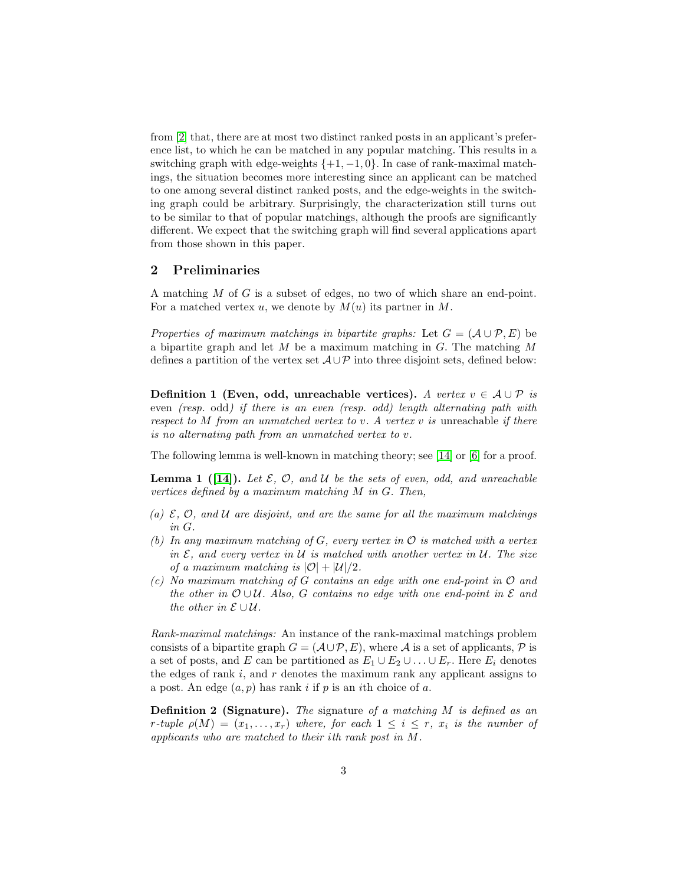from [2] that, there are at most two distinct ranked posts in an applicant's preference list, to which he can be matched in any popular matching. This results in a switching graph with edge-weights $\{+1, -1, 0\}$. In case of rank-maximal matchings, the situation becomes more interesting since an applicant can be matched to one among several distinct ranked posts, and the edge-weights in the switching graph could be arbitrary. Surprisingly, the characterization still turns out to be similar to that of popular matchings, although the proofs are significantly different. We expect that the switching graph will find several applications apart from those shown in this paper.

## 2 Preliminaries

A matching $M$ of $G$ is a subset of edges, no two of which share an end-point. For a matched vertex $u$, we denote by $M(u)$ its partner in $M$.

*Properties of maximum matchings in bipartite graphs:* Let $G = (\mathcal{A} \cup \mathcal{P}, E)$ be a bipartite graph and let $M$ be a maximum matching in $G$. The matching $M$ defines a partition of the vertex set $\mathcal{A} \cup \mathcal{P}$ into three disjoint sets, defined below:

**Definition 1 (Even, odd, unreachable vertices).** *A vertex $v \in \mathcal{A} \cup \mathcal{P}$ is* even *(resp.* odd*) if there is an even (resp. odd) length alternating path with respect to $M$ from an unmatched vertex to $v$. A vertex $v$ is* unreachable *if there is no alternating path from an unmatched vertex to $v$.*

The following lemma is well-known in matching theory; see [14] or [6] for a proof.

**Lemma 1 ([14]).** *Let $\mathcal{E}$, $\mathcal{O}$, and $\mathcal{U}$ be the sets of even, odd, and unreachable vertices defined by a maximum matching $M$ in $G$. Then,*

- *(a) $\mathcal{E}$, $\mathcal{O}$, and $\mathcal{U}$ are disjoint, and are the same for all the maximum matchings in $G$.*
- *(b) In any maximum matching of $G$, every vertex in $\mathcal{O}$ is matched with a vertex in $\mathcal{E}$, and every vertex in $\mathcal{U}$ is matched with another vertex in $\mathcal{U}$. The size of a maximum matching is $|\mathcal{O}| + |\mathcal{U}|/2$.*
- *(c) No maximum matching of $G$ contains an edge with one end-point in $\mathcal{O}$ and the other in $\mathcal{O} \cup \mathcal{U}$. Also, $G$ contains no edge with one end-point in $\mathcal{E}$ and the other in $\mathcal{E} \cup \mathcal{U}$.*

*Rank-maximal matchings:* An instance of the rank-maximal matchings problem consists of a bipartite graph $G = (\mathcal{A} \cup \mathcal{P}, E)$, where $\mathcal{A}$ is a set of applicants, $\mathcal{P}$ is a set of posts, and $E$ can be partitioned as $E_1 \cup E_2 \cup \ldots \cup E_r$. Here $E_i$ denotes the edges of rank $i$, and $r$ denotes the maximum rank any applicant assigns to a post. An edge $(a, p)$ has rank $i$ if $p$ is an $i$th choice of $a$.

**Definition 2 (Signature).** *The* signature *of a matching $M$ is defined as an $r$-tuple $\rho(M) = (x_1, \ldots, x_r)$ where, for each $1 \leq i \leq r$, $x_i$ is the number of applicants who are matched to their $i$th rank post in $M$.*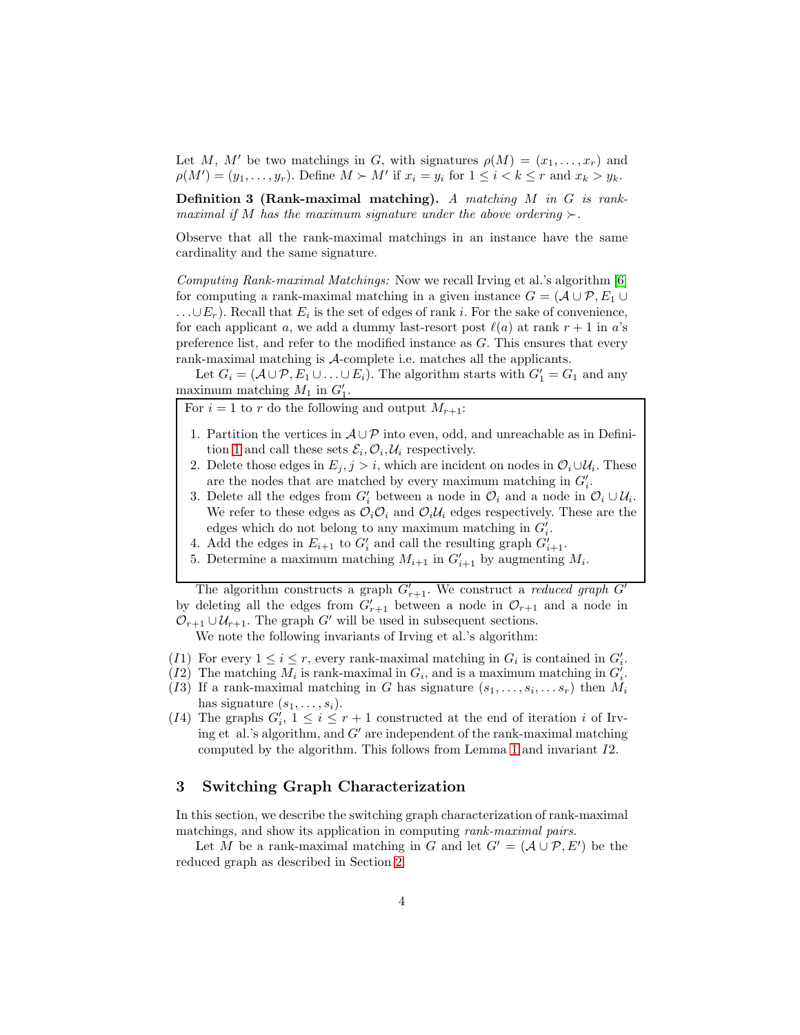Let $M$, $M'$ be two matchings in $G$, with signatures $\rho(M) = (x_1, \ldots, x_r)$ and $\rho(M') = (y_1, \ldots, y_r)$. Define $M \succ M'$ if $x_i = y_i$ for $1 \leq i < k \leq r$ and $x_k > y_k$.

**Definition 3 (Rank-maximal matching).** *A matching $M$ in $G$ is rank-maximal if $M$ has the maximum signature under the above ordering $\succ$.*

Observe that all the rank-maximal matchings in an instance have the same cardinality and the same signature.

*Computing Rank-maximal Matchings:* Now we recall Irving et al.'s algorithm [6] for computing a rank-maximal matching in a given instance $G = (\mathcal{A} \cup \mathcal{P}, E_1 \cup \ldots \cup E_r)$. Recall that $E_i$ is the set of edges of rank $i$. For the sake of convenience, for each applicant $a$, we add a dummy last-resort post $\ell(a)$ at rank $r+1$ in $a$'s preference list, and refer to the modified instance as $G$. This ensures that every rank-maximal matching is $\mathcal{A}$-complete i.e. matches all the applicants.

Let $G_i = (\mathcal{A} \cup \mathcal{P}, E_1 \cup \ldots \cup E_i)$. The algorithm starts with $G'_1 = G_1$ and any maximum matching $M_1$ in $G'_1$.

For $i = 1$ to $r$ do the following and output $M_{r+1}$:

1. Partition the vertices in $\mathcal{A} \cup \mathcal{P}$ into even, odd, and unreachable as in Definition 1 and call these sets $\mathcal{E}_i, \mathcal{O}_i, \mathcal{U}_i$ respectively.
2. Delete those edges in $E_j, j > i$, which are incident on nodes in $\mathcal{O}_i \cup \mathcal{U}_i$. These are the nodes that are matched by every maximum matching in $G'_i$.
3. Delete all the edges from $G'_i$ between a node in $\mathcal{O}_i$ and a node in $\mathcal{O}_i \cup \mathcal{U}_i$. We refer to these edges as $\mathcal{O}_i\mathcal{O}_i$ and $\mathcal{O}_i\mathcal{U}_i$ edges respectively. These are the edges which do not belong to any maximum matching in $G'_i$.
4. Add the edges in $E_{i+1}$ to $G'_i$ and call the resulting graph $G'_{i+1}$.
5. Determine a maximum matching $M_{i+1}$ in $G'_{i+1}$ by augmenting $M_i$.

The algorithm constructs a graph $G'_{r+1}$. We construct a *reduced graph* $G'$ by deleting all the edges from $G'_{r+1}$ between a node in $\mathcal{O}_{r+1}$ and a node in $\mathcal{O}_{r+1} \cup \mathcal{U}_{r+1}$. The graph $G'$ will be used in subsequent sections.

We note the following invariants of Irving et al.'s algorithm:

- ($I1$) For every $1 \leq i \leq r$, every rank-maximal matching in $G_i$ is contained in $G'_i$.
- ($I2$) The matching $M_i$ is rank-maximal in $G_i$, and is a maximum matching in $G'_i$.
- ($I3$) If a rank-maximal matching in $G$ has signature $(s_1, \ldots, s_i, \ldots s_r)$ then $M_i$ has signature $(s_1, \ldots, s_i)$.
- ($I4$) The graphs $G'_i$, $1 \leq i \leq r+1$ constructed at the end of iteration $i$ of Irving et al.'s algorithm, and $G'$ are independent of the rank-maximal matching computed by the algorithm. This follows from Lemma 1 and invariant $I2$.

## 3 Switching Graph Characterization

In this section, we describe the switching graph characterization of rank-maximal matchings, and show its application in computing *rank-maximal pairs*.

Let $M$ be a rank-maximal matching in $G$ and let $G' = (\mathcal{A} \cup \mathcal{P}, E')$ be the reduced graph as described in Section 2.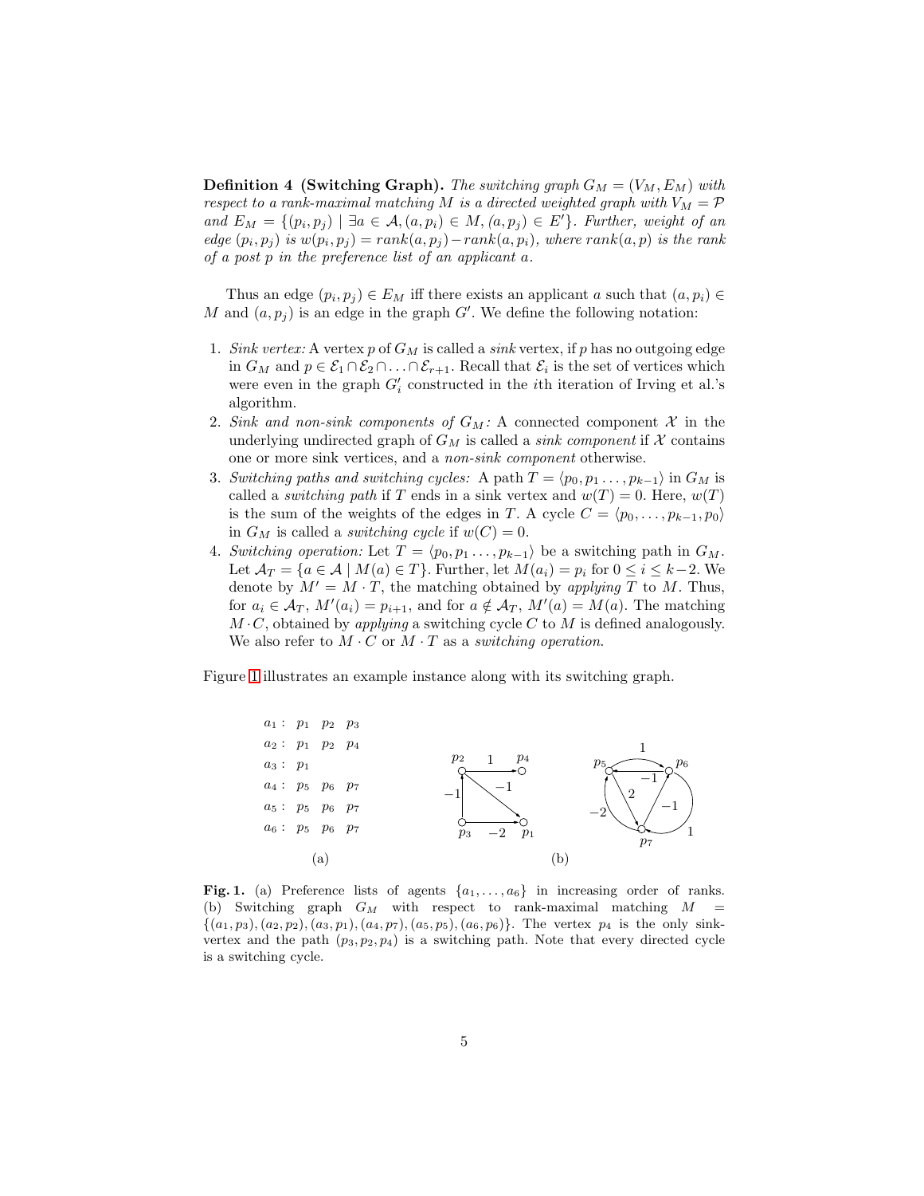**Definition 4 (Switching Graph).** *The switching graph $G_M = (V_M, E_M)$ with respect to a rank-maximal matching $M$ is a directed weighted graph with $V_M = \mathcal{P}$ and $E_M = \{(p_i, p_j) \mid \exists a \in \mathcal{A}, (a, p_i) \in M, (a, p_j) \in E'\}$. Further, weight of an edge $(p_i, p_j)$ is $w(p_i, p_j) = rank(a, p_j) - rank(a, p_i)$, where $rank(a, p)$ is the rank of a post $p$ in the preference list of an applicant $a$.*

Thus an edge $(p_i, p_j) \in E_M$ iff there exists an applicant $a$ such that $(a, p_i) \in M$ and $(a, p_j)$ is an edge in the graph $G'$. We define the following notation:

1. *Sink vertex:* A vertex $p$ of $G_M$ is called a *sink* vertex, if $p$ has no outgoing edge in $G_M$ and $p \in \mathcal{E}_1 \cap \mathcal{E}_2 \cap \ldots \cap \mathcal{E}_{r+1}$. Recall that $\mathcal{E}_i$ is the set of vertices which were even in the graph $G'_i$ constructed in the $i$th iteration of Irving et al.'s algorithm.
2. *Sink and non-sink components of $G_M$:* A connected component $\mathcal{X}$ in the underlying undirected graph of $G_M$ is called a *sink component* if $\mathcal{X}$ contains one or more sink vertices, and a *non-sink component* otherwise.
3. *Switching paths and switching cycles:* A path $T = \langle p_0, p_1 \ldots, p_{k-1} \rangle$ in $G_M$ is called a *switching path* if $T$ ends in a sink vertex and $w(T) = 0$. Here, $w(T)$ is the sum of the weights of the edges in $T$. A cycle $C = \langle p_0, \ldots, p_{k-1}, p_0 \rangle$ in $G_M$ is called a *switching cycle* if $w(C) = 0$.
4. *Switching operation:* Let $T = \langle p_0, p_1 \ldots, p_{k-1} \rangle$ be a switching path in $G_M$. Let $\mathcal{A}_T = \{a \in \mathcal{A} \mid M(a) \in T\}$. Further, let $M(a_i) = p_i$ for $0 \le i \le k-2$. We denote by $M' = M \cdot T$, the matching obtained by *applying* $T$ to $M$. Thus, for $a_i \in \mathcal{A}_T$, $M'(a_i) = p_{i+1}$, and for $a \notin \mathcal{A}_T$, $M'(a) = M(a)$. The matching $M \cdot C$, obtained by *applying* a switching cycle $C$ to $M$ is defined analogously. We also refer to $M \cdot C$ or $M \cdot T$ as a *switching operation*.

Figure 1 illustrates an example instance along with its switching graph.

$a_1 : \; p_1 \; p_2 \; p_3$
$a_2 : \; p_1 \; p_2 \; p_4$
$a_3 : \; p_1$
$a_4 : \; p_5 \; p_6 \; p_7$
$a_5 : \; p_5 \; p_6 \; p_7$
$a_6 : \; p_5 \; p_6 \; p_7$

(a)    (b)

**Fig. 1.** (a) Preference lists of agents $\{a_1, \ldots, a_6\}$ in increasing order of ranks. (b) Switching graph $G_M$ with respect to rank-maximal matching $M = \{(a_1, p_3), (a_2, p_2), (a_3, p_1), (a_4, p_7), (a_5, p_5), (a_6, p_6)\}$. The vertex $p_4$ is the only sink-vertex and the path $(p_3, p_2, p_4)$ is a switching path. Note that every directed cycle is a switching cycle.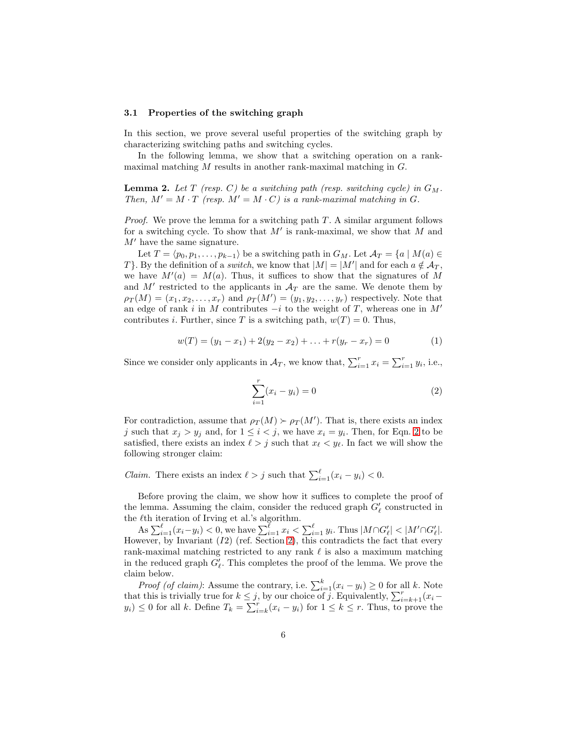### 3.1 Properties of the switching graph

In this section, we prove several useful properties of the switching graph by characterizing switching paths and switching cycles.

In the following lemma, we show that a switching operation on a rank-maximal matching $M$ results in another rank-maximal matching in $G$.

**Lemma 2.** *Let $T$ (resp. $C$) be a switching path (resp. switching cycle) in $G_M$. Then, $M' = M \cdot T$ (resp. $M' = M \cdot C$) is a rank-maximal matching in $G$.*

*Proof.* We prove the lemma for a switching path $T$. A similar argument follows for a switching cycle. To show that $M'$ is rank-maximal, we show that $M$ and $M'$ have the same signature.

Let $T = \langle p_0, p_1, \ldots, p_{k-1} \rangle$ be a switching path in $G_M$. Let $\mathcal{A}_T = \{a \mid M(a) \in T\}$. By the definition of a *switch*, we know that $|M| = |M'|$ and for each $a \notin \mathcal{A}_T$, we have $M'(a) = M(a)$. Thus, it suffices to show that the signatures of $M$ and $M'$ restricted to the applicants in $\mathcal{A}_T$ are the same. We denote them by $\rho_T(M) = (x_1, x_2, \ldots, x_r)$ and $\rho_T(M') = (y_1, y_2, \ldots, y_r)$ respectively. Note that an edge of rank $i$ in $M$ contributes $-i$ to the weight of $T$, whereas one in $M'$ contributes $i$. Further, since $T$ is a switching path, $w(T) = 0$. Thus,

$$w(T) = (y_1 - x_1) + 2(y_2 - x_2) + \ldots + r(y_r - x_r) = 0 \tag{1}$$

Since we consider only applicants in $\mathcal{A}_T$, we know that, $\sum_{i=1}^{r} x_i = \sum_{i=1}^{r} y_i$, i.e.,

$$\sum_{i=1}^{r} (x_i - y_i) = 0 \tag{2}$$

For contradiction, assume that $\rho_T(M) \succ \rho_T(M')$. That is, there exists an index $j$ such that $x_j > y_j$ and, for $1 \le i < j$, we have $x_i = y_i$. Then, for Eqn. 2 to be satisfied, there exists an index $\ell > j$ such that $x_\ell < y_\ell$. In fact we will show the following stronger claim:

*Claim.* There exists an index $\ell > j$ such that $\sum_{i=1}^{\ell} (x_i - y_i) < 0$.

Before proving the claim, we show how it suffices to complete the proof of the lemma. Assuming the claim, consider the reduced graph $G'_\ell$ constructed in the $\ell$th iteration of Irving et al.'s algorithm.

As $\sum_{i=1}^{\ell} (x_i - y_i) < 0$, we have $\sum_{i=1}^{\ell} x_i < \sum_{i=1}^{\ell} y_i$. Thus $|M \cap G'_\ell| < |M' \cap G'_\ell|$. However, by Invariant $(I2)$ (ref. Section 2), this contradicts the fact that every rank-maximal matching restricted to any rank $\ell$ is also a maximum matching in the reduced graph $G'_\ell$. This completes the proof of the lemma. We prove the claim below.

*Proof (of claim)*: Assume the contrary, i.e. $\sum_{i=1}^{k} (x_i - y_i) \ge 0$ for all $k$. Note that this is trivially true for $k \le j$, by our choice of $j$. Equivalently, $\sum_{i=k+1}^{r} (x_i - y_i) \le 0$ for all $k$. Define $T_k = \sum_{i=k}^{r} (x_i - y_i)$ for $1 \le k \le r$. Thus, to prove the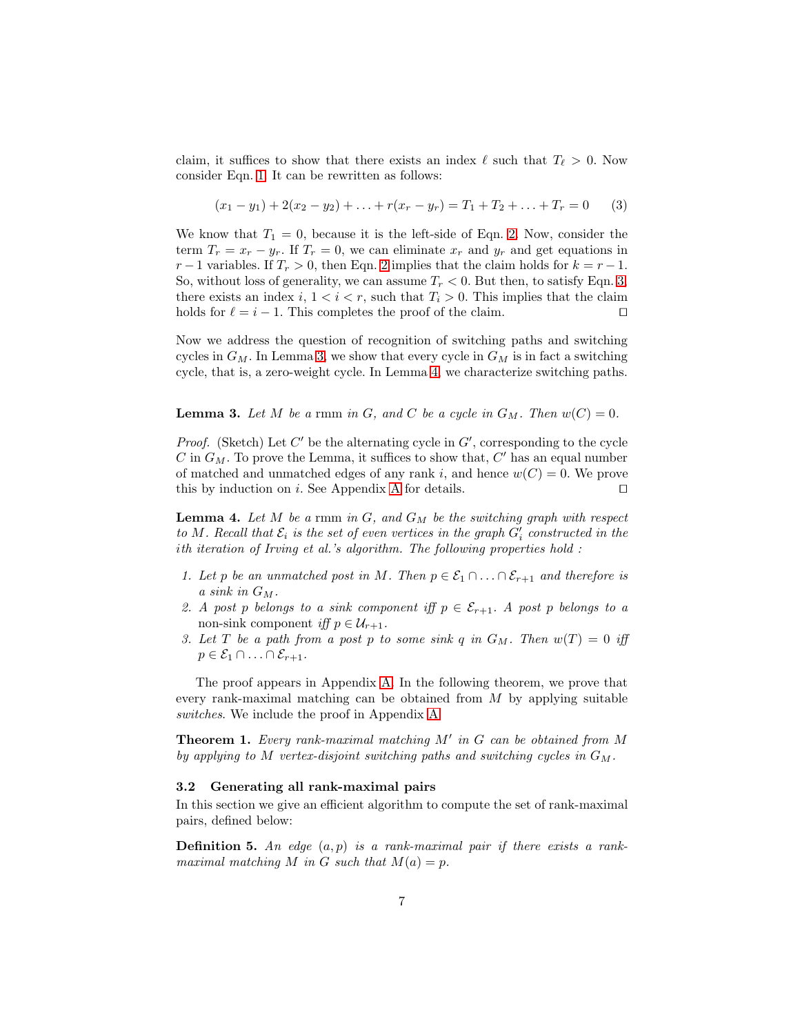claim, it suffices to show that there exists an index $\ell$ such that $T_\ell > 0$. Now consider Eqn. 1. It can be rewritten as follows:

$$(x_1 - y_1) + 2(x_2 - y_2) + \ldots + r(x_r - y_r) = T_1 + T_2 + \ldots + T_r = 0 \qquad (3)$$

We know that $T_1 = 0$, because it is the left-side of Eqn. 2. Now, consider the term $T_r = x_r - y_r$. If $T_r = 0$, we can eliminate $x_r$ and $y_r$ and get equations in $r-1$ variables. If $T_r > 0$, then Eqn. 2 implies that the claim holds for $k = r-1$. So, without loss of generality, we can assume $T_r < 0$. But then, to satisfy Eqn. 3, there exists an index $i$, $1 < i < r$, such that $T_i > 0$. This implies that the claim holds for $\ell = i - 1$. This completes the proof of the claim. ◻

Now we address the question of recognition of switching paths and switching cycles in $G_M$. In Lemma 3, we show that every cycle in $G_M$ is in fact a switching cycle, that is, a zero-weight cycle. In Lemma 4, we characterize switching paths.

**Lemma 3.** *Let $M$ be a* rmm *in $G$, and $C$ be a cycle in $G_M$. Then $w(C) = 0$.*

*Proof.* (Sketch) Let $C'$ be the alternating cycle in $G'$, corresponding to the cycle $C$ in $G_M$. To prove the Lemma, it suffices to show that, $C'$ has an equal number of matched and unmatched edges of any rank $i$, and hence $w(C) = 0$. We prove this by induction on $i$. See Appendix A for details. ◻

**Lemma 4.** *Let $M$ be a* rmm *in $G$, and $G_M$ be the switching graph with respect to $M$. Recall that $\mathcal{E}_i$ is the set of even vertices in the graph $G'_i$ constructed in the $i$th iteration of Irving et al.'s algorithm. The following properties hold :*

1. *Let $p$ be an unmatched post in $M$. Then $p \in \mathcal{E}_1 \cap \ldots \cap \mathcal{E}_{r+1}$ and therefore is a sink in $G_M$.*
2. *A post $p$ belongs to a sink component iff $p \in \mathcal{E}_{r+1}$. A post $p$ belongs to a* non-sink component *iff $p \in \mathcal{U}_{r+1}$.*
3. *Let $T$ be a path from a post $p$ to some sink $q$ in $G_M$. Then $w(T) = 0$ iff $p \in \mathcal{E}_1 \cap \ldots \cap \mathcal{E}_{r+1}$.*

The proof appears in Appendix A. In the following theorem, we prove that every rank-maximal matching can be obtained from $M$ by applying suitable *switches*. We include the proof in Appendix A.

**Theorem 1.** *Every rank-maximal matching $M'$ in $G$ can be obtained from $M$ by applying to $M$ vertex-disjoint switching paths and switching cycles in $G_M$.*

### 3.2 Generating all rank-maximal pairs

In this section we give an efficient algorithm to compute the set of rank-maximal pairs, defined below:

**Definition 5.** *An edge $(a, p)$ is a rank-maximal pair if there exists a rank-maximal matching $M$ in $G$ such that $M(a) = p$.*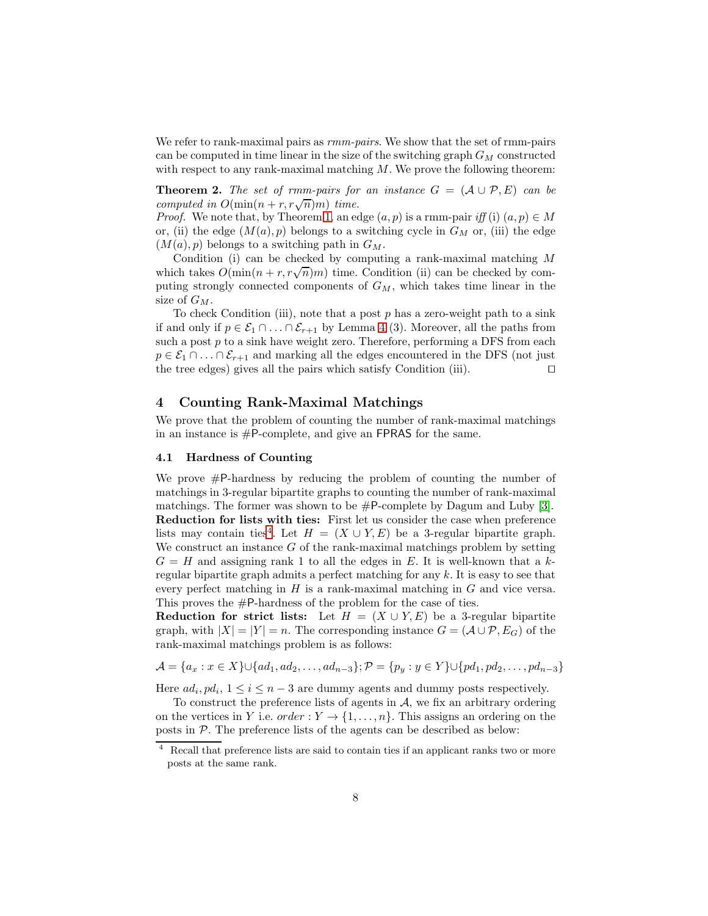We refer to rank-maximal pairs as *rmm-pairs*. We show that the set of rmm-pairs can be computed in time linear in the size of the switching graph $G_M$ constructed with respect to any rank-maximal matching $M$. We prove the following theorem:

**Theorem 2.** *The set of rmm-pairs for an instance $G = (\mathcal{A} \cup \mathcal{P}, E)$ can be computed in $O(\min(n + r, r\sqrt{n})m)$ time.*

*Proof.* We note that, by Theorem 1, an edge $(a, p)$ is a rmm-pair *iff* (i) $(a, p) \in M$ or, (ii) the edge $(M(a), p)$ belongs to a switching cycle in $G_M$ or, (iii) the edge $(M(a), p)$ belongs to a switching path in $G_M$.

Condition (i) can be checked by computing a rank-maximal matching $M$ which takes $O(\min(n + r, r\sqrt{n})m)$ time. Condition (ii) can be checked by computing strongly connected components of $G_M$, which takes time linear in the size of $G_M$.

To check Condition (iii), note that a post $p$ has a zero-weight path to a sink if and only if $p \in \mathcal{E}_1 \cap \ldots \cap \mathcal{E}_{r+1}$ by Lemma 4 (3). Moreover, all the paths from such a post $p$ to a sink have weight zero. Therefore, performing a DFS from each $p \in \mathcal{E}_1 \cap \ldots \cap \mathcal{E}_{r+1}$ and marking all the edges encountered in the DFS (not just the tree edges) gives all the pairs which satisfy Condition (iii). ◻

## 4 Counting Rank-Maximal Matchings

We prove that the problem of counting the number of rank-maximal matchings in an instance is #P-complete, and give an FPRAS for the same.

### 4.1 Hardness of Counting

We prove #P-hardness by reducing the problem of counting the number of matchings in 3-regular bipartite graphs to counting the number of rank-maximal matchings. The former was shown to be #P-complete by Dagum and Luby [3].

**Reduction for lists with ties:** First let us consider the case when preference lists may contain ties[4]. Let $H = (X \cup Y, E)$ be a 3-regular bipartite graph. We construct an instance $G$ of the rank-maximal matchings problem by setting $G = H$ and assigning rank 1 to all the edges in $E$. It is well-known that a $k$-regular bipartite graph admits a perfect matching for any $k$. It is easy to see that every perfect matching in $H$ is a rank-maximal matching in $G$ and vice versa. This proves the #P-hardness of the problem for the case of ties.

**Reduction for strict lists:** Let $H = (X \cup Y, E)$ be a 3-regular bipartite graph, with $|X| = |Y| = n$. The corresponding instance $G = (\mathcal{A} \cup \mathcal{P}, E_G)$ of the rank-maximal matchings problem is as follows:

$$\mathcal{A} = \{a_x : x \in X\} \cup \{ad_1, ad_2, \ldots, ad_{n-3}\}; \mathcal{P} = \{p_y : y \in Y\} \cup \{pd_1, pd_2, \ldots, pd_{n-3}\}$$

Here $ad_i, pd_i$, $1 \leq i \leq n-3$ are dummy agents and dummy posts respectively.

To construct the preference lists of agents in $\mathcal{A}$, we fix an arbitrary ordering on the vertices in $Y$ i.e. $order : Y \to \{1, \ldots, n\}$. This assigns an ordering on the posts in $\mathcal{P}$. The preference lists of the agents can be described as below:

[4] Recall that preference lists are said to contain ties if an applicant ranks two or more posts at the same rank.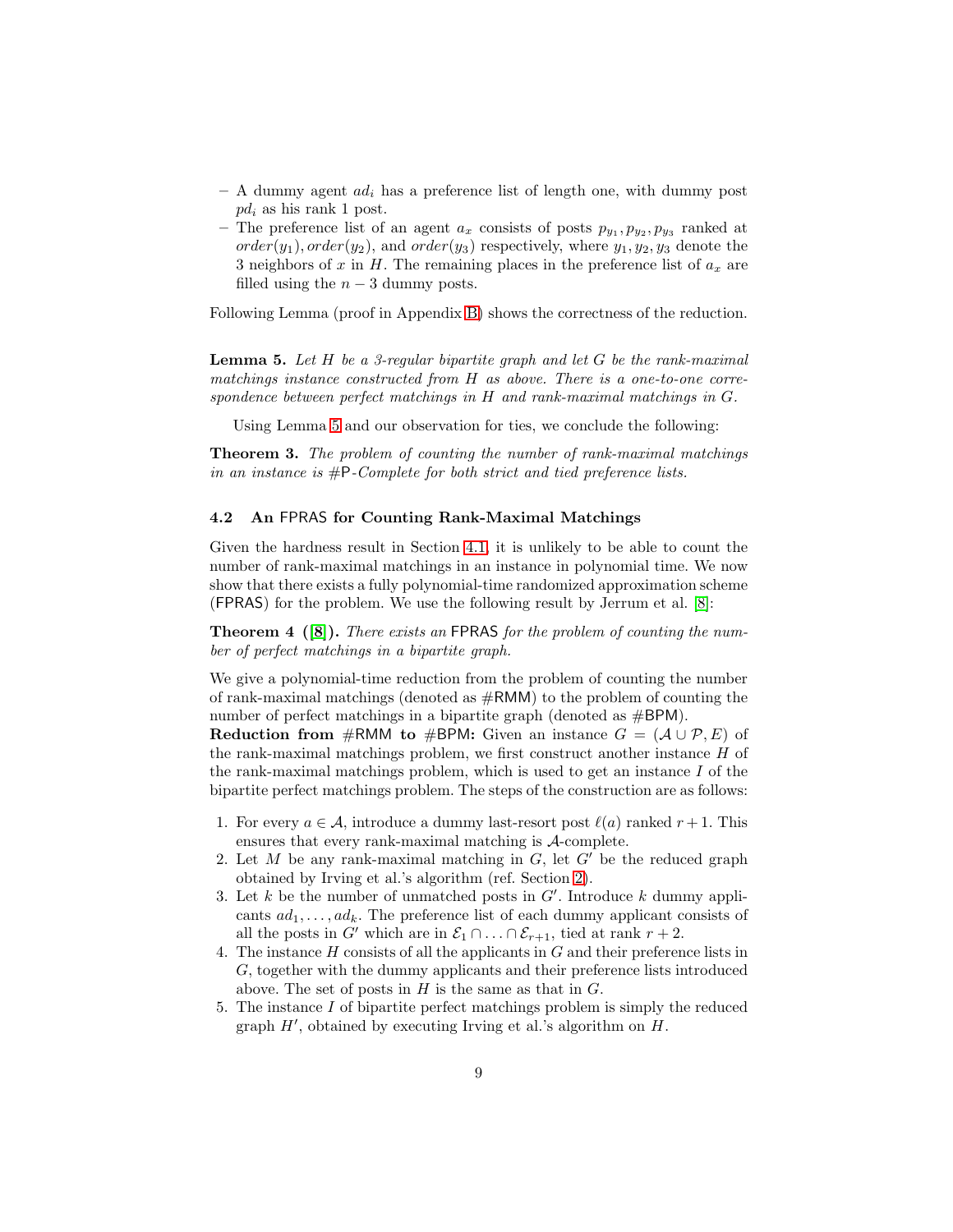- A dummy agent $ad_i$ has a preference list of length one, with dummy post $pd_i$ as his rank 1 post.
- The preference list of an agent $a_x$ consists of posts $p_{y_1}, p_{y_2}, p_{y_3}$ ranked at $order(y_1), order(y_2)$, and $order(y_3)$ respectively, where $y_1, y_2, y_3$ denote the 3 neighbors of $x$ in $H$. The remaining places in the preference list of $a_x$ are filled using the $n-3$ dummy posts.

Following Lemma (proof in Appendix B) shows the correctness of the reduction.

**Lemma 5.** *Let $H$ be a 3-regular bipartite graph and let $G$ be the rank-maximal matchings instance constructed from $H$ as above. There is a one-to-one correspondence between perfect matchings in $H$ and rank-maximal matchings in $G$.*

Using Lemma 5 and our observation for ties, we conclude the following:

**Theorem 3.** *The problem of counting the number of rank-maximal matchings in an instance is #P-Complete for both strict and tied preference lists.*

### 4.2 An FPRAS for Counting Rank-Maximal Matchings

Given the hardness result in Section 4.1, it is unlikely to be able to count the number of rank-maximal matchings in an instance in polynomial time. We now show that there exists a fully polynomial-time randomized approximation scheme (FPRAS) for the problem. We use the following result by Jerrum et al. [8]:

**Theorem 4 ([8]).** *There exists an FPRAS for the problem of counting the number of perfect matchings in a bipartite graph.*

We give a polynomial-time reduction from the problem of counting the number of rank-maximal matchings (denoted as #RMM) to the problem of counting the number of perfect matchings in a bipartite graph (denoted as #BPM).

**Reduction from #RMM to #BPM:** Given an instance $G = (\mathcal{A} \cup \mathcal{P}, E)$ of the rank-maximal matchings problem, we first construct another instance $H$ of the rank-maximal matchings problem, which is used to get an instance $I$ of the bipartite perfect matchings problem. The steps of the construction are as follows:

1. For every $a \in \mathcal{A}$, introduce a dummy last-resort post $\ell(a)$ ranked $r+1$. This ensures that every rank-maximal matching is $\mathcal{A}$-complete.
2. Let $M$ be any rank-maximal matching in $G$, let $G'$ be the reduced graph obtained by Irving et al.'s algorithm (ref. Section 2).
3. Let $k$ be the number of unmatched posts in $G'$. Introduce $k$ dummy applicants $ad_1, \ldots, ad_k$. The preference list of each dummy applicant consists of all the posts in $G'$ which are in $\mathcal{E}_1 \cap \ldots \cap \mathcal{E}_{r+1}$, tied at rank $r+2$.
4. The instance $H$ consists of all the applicants in $G$ and their preference lists in $G$, together with the dummy applicants and their preference lists introduced above. The set of posts in $H$ is the same as that in $G$.
5. The instance $I$ of bipartite perfect matchings problem is simply the reduced graph $H'$, obtained by executing Irving et al.'s algorithm on $H$.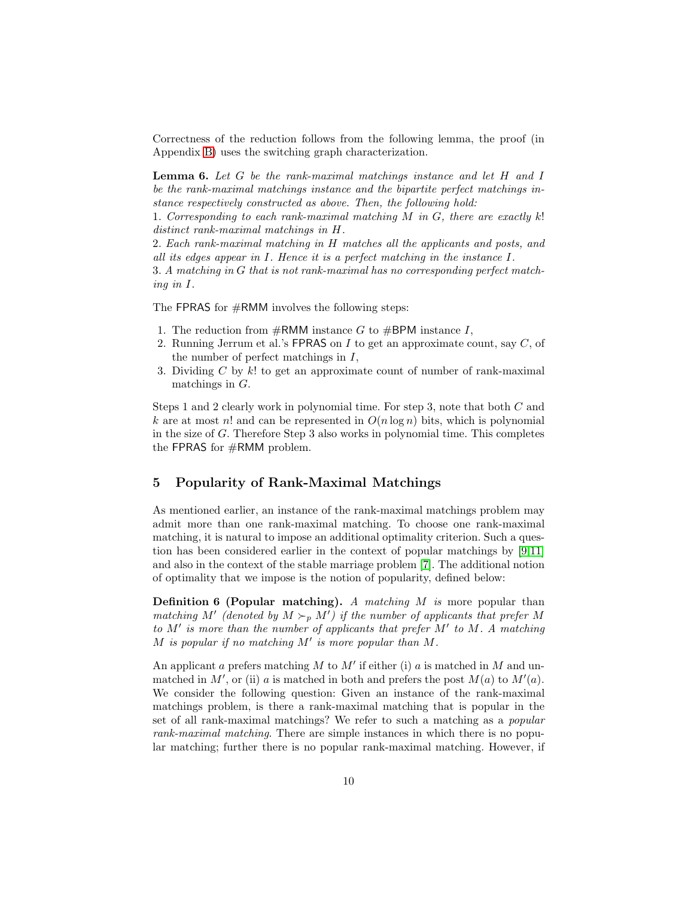Correctness of the reduction follows from the following lemma, the proof (in Appendix B) uses the switching graph characterization.

**Lemma 6.** *Let $G$ be the rank-maximal matchings instance and let $H$ and $I$ be the rank-maximal matchings instance and the bipartite perfect matchings instance respectively constructed as above. Then, the following hold:*
*1. Corresponding to each rank-maximal matching $M$ in $G$, there are exactly $k!$ distinct rank-maximal matchings in $H$.*
*2. Each rank-maximal matching in $H$ matches all the applicants and posts, and all its edges appear in $I$. Hence it is a perfect matching in the instance $I$.*
*3. A matching in $G$ that is not rank-maximal has no corresponding perfect matching in $I$.*

The FPRAS for #RMM involves the following steps:

1. The reduction from #RMM instance $G$ to #BPM instance $I$,
2. Running Jerrum et al.'s FPRAS on $I$ to get an approximate count, say $C$, of the number of perfect matchings in $I$,
3. Dividing $C$ by $k!$ to get an approximate count of number of rank-maximal matchings in $G$.

Steps 1 and 2 clearly work in polynomial time. For step 3, note that both $C$ and $k$ are at most $n!$ and can be represented in $O(n \log n)$ bits, which is polynomial in the size of $G$. Therefore Step 3 also works in polynomial time. This completes the FPRAS for #RMM problem.

## 5 Popularity of Rank-Maximal Matchings

As mentioned earlier, an instance of the rank-maximal matchings problem may admit more than one rank-maximal matching. To choose one rank-maximal matching, it is natural to impose an additional optimality criterion. Such a question has been considered earlier in the context of popular matchings by [9,11] and also in the context of the stable marriage problem [7]. The additional notion of optimality that we impose is the notion of popularity, defined below:

**Definition 6 (Popular matching).** *A matching $M$ is* more popular than *matching $M'$ (denoted by $M \succ_p M'$) if the number of applicants that prefer $M$ to $M'$ is more than the number of applicants that prefer $M'$ to $M$. A matching $M$ is popular if no matching $M'$ is more popular than $M$.*

An applicant $a$ prefers matching $M$ to $M'$ if either (i) $a$ is matched in $M$ and unmatched in $M'$, or (ii) $a$ is matched in both and prefers the post $M(a)$ to $M'(a)$. We consider the following question: Given an instance of the rank-maximal matchings problem, is there a rank-maximal matching that is popular in the set of all rank-maximal matchings? We refer to such a matching as a *popular rank-maximal matching*. There are simple instances in which there is no popular matching; further there is no popular rank-maximal matching. However, if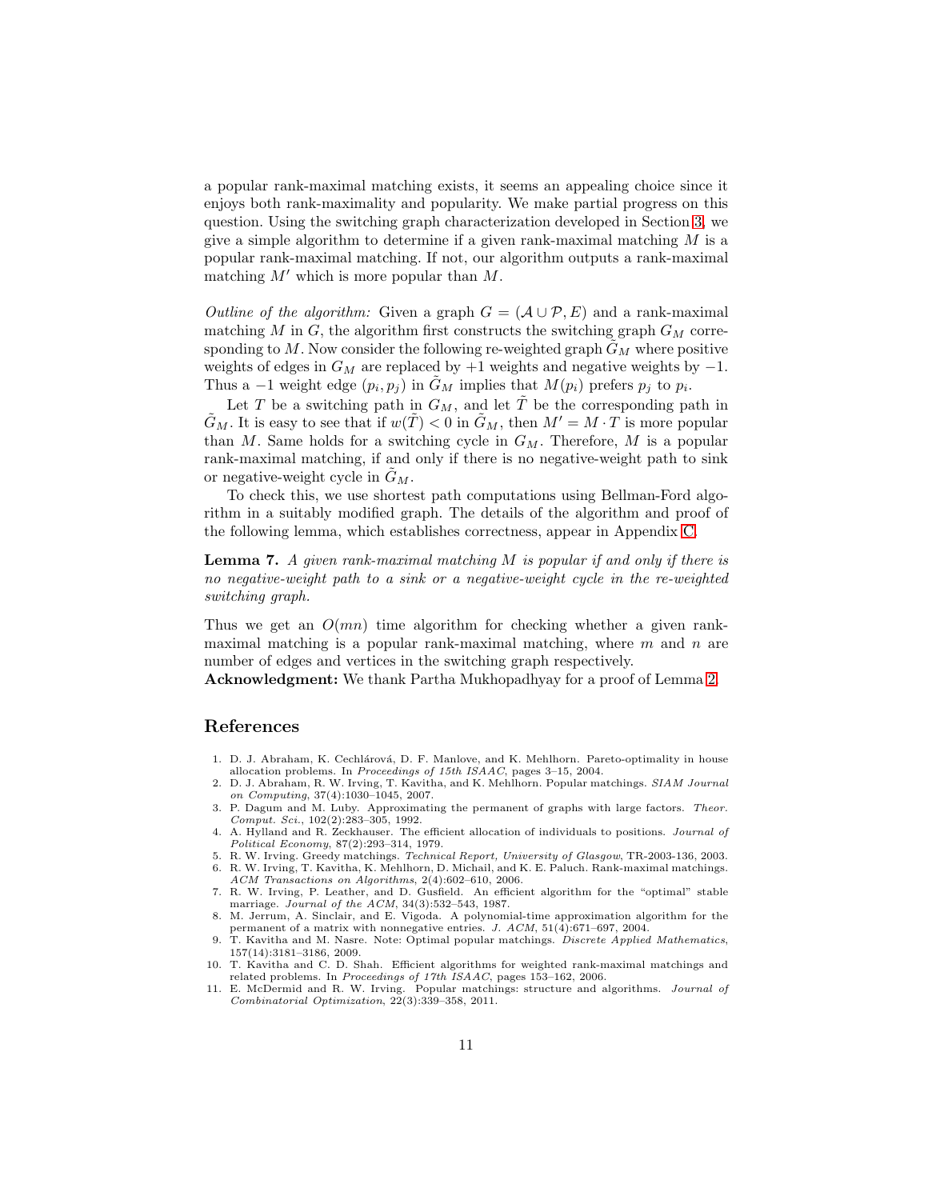a popular rank-maximal matching exists, it seems an appealing choice since it enjoys both rank-maximality and popularity. We make partial progress on this question. Using the switching graph characterization developed in Section 3, we give a simple algorithm to determine if a given rank-maximal matching $M$ is a popular rank-maximal matching. If not, our algorithm outputs a rank-maximal matching $M'$ which is more popular than $M$.

*Outline of the algorithm:* Given a graph $G = (\mathcal{A} \cup \mathcal{P}, E)$ and a rank-maximal matching $M$ in $G$, the algorithm first constructs the switching graph $G_M$ corresponding to $M$. Now consider the following re-weighted graph $\tilde{G}_M$ where positive weights of edges in $G_M$ are replaced by $+1$ weights and negative weights by $-1$. Thus a $-1$ weight edge $(p_i, p_j)$ in $\tilde{G}_M$ implies that $M(p_i)$ prefers $p_j$ to $p_i$.

Let $T$ be a switching path in $G_M$, and let $\tilde{T}$ be the corresponding path in $\tilde{G}_M$. It is easy to see that if $w(\tilde{T}) < 0$ in $\tilde{G}_M$, then $M' = M \cdot T$ is more popular than $M$. Same holds for a switching cycle in $G_M$. Therefore, $M$ is a popular rank-maximal matching, if and only if there is no negative-weight path to sink or negative-weight cycle in $\tilde{G}_M$.

To check this, we use shortest path computations using Bellman-Ford algorithm in a suitably modified graph. The details of the algorithm and proof of the following lemma, which establishes correctness, appear in Appendix C.

**Lemma 7.** *A given rank-maximal matching $M$ is popular if and only if there is no negative-weight path to a sink or a negative-weight cycle in the re-weighted switching graph.*

Thus we get an $O(mn)$ time algorithm for checking whether a given rank-maximal matching is a popular rank-maximal matching, where $m$ and $n$ are number of edges and vertices in the switching graph respectively.

**Acknowledgment:** We thank Partha Mukhopadhyay for a proof of Lemma 2.

## References

1. D. J. Abraham, K. Cechlárová, D. F. Manlove, and K. Mehlhorn. Pareto-optimality in house allocation problems. In *Proceedings of 15th ISAAC*, pages 3–15, 2004.
2. D. J. Abraham, R. W. Irving, T. Kavitha, and K. Mehlhorn. Popular matchings. *SIAM Journal on Computing*, 37(4):1030–1045, 2007.
3. P. Dagum and M. Luby. Approximating the permanent of graphs with large factors. *Theor. Comput. Sci.*, 102(2):283–305, 1992.
4. A. Hylland and R. Zeckhauser. The efficient allocation of individuals to positions. *Journal of Political Economy*, 87(2):293–314, 1979.
5. R. W. Irving. Greedy matchings. *Technical Report, University of Glasgow*, TR-2003-136, 2003.
6. R. W. Irving, T. Kavitha, K. Mehlhorn, D. Michail, and K. E. Paluch. Rank-maximal matchings. *ACM Transactions on Algorithms*, 2(4):602–610, 2006.
7. R. W. Irving, P. Leather, and D. Gusfield. An efficient algorithm for the "optimal" stable marriage. *Journal of the ACM*, 34(3):532–543, 1987.
8. M. Jerrum, A. Sinclair, and E. Vigoda. A polynomial-time approximation algorithm for the permanent of a matrix with nonnegative entries. *J. ACM*, 51(4):671–697, 2004.
9. T. Kavitha and M. Nasre. Note: Optimal popular matchings. *Discrete Applied Mathematics*, 157(14):3181–3186, 2009.
10. T. Kavitha and C. D. Shah. Efficient algorithms for weighted rank-maximal matchings and related problems. In *Proceedings of 17th ISAAC*, pages 153–162, 2006.
11. E. McDermid and R. W. Irving. Popular matchings: structure and algorithms. *Journal of Combinatorial Optimization*, 22(3):339–358, 2011.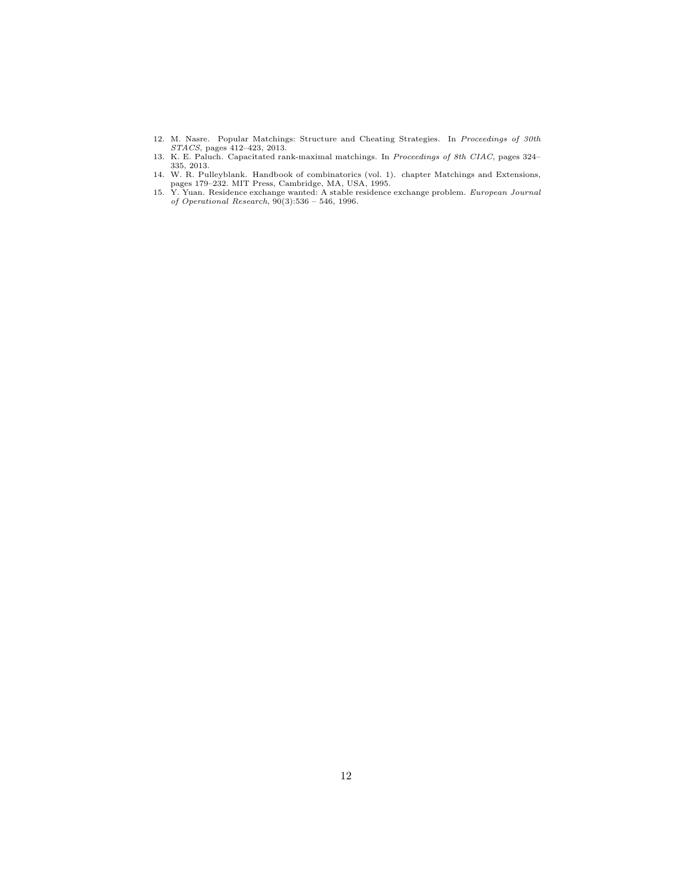12. M. Nasre. Popular Matchings: Structure and Cheating Strategies. In *Proceedings of 30th STACS*, pages 412–423, 2013.
13. K. E. Paluch. Capacitated rank-maximal matchings. In *Proceedings of 8th CIAC*, pages 324–335, 2013.
14. W. R. Pulleyblank. Handbook of combinatorics (vol. 1). chapter Matchings and Extensions, pages 179–232. MIT Press, Cambridge, MA, USA, 1995.
15. Y. Yuan. Residence exchange wanted: A stable residence exchange problem. *European Journal of Operational Research*, 90(3):536 – 546, 1996.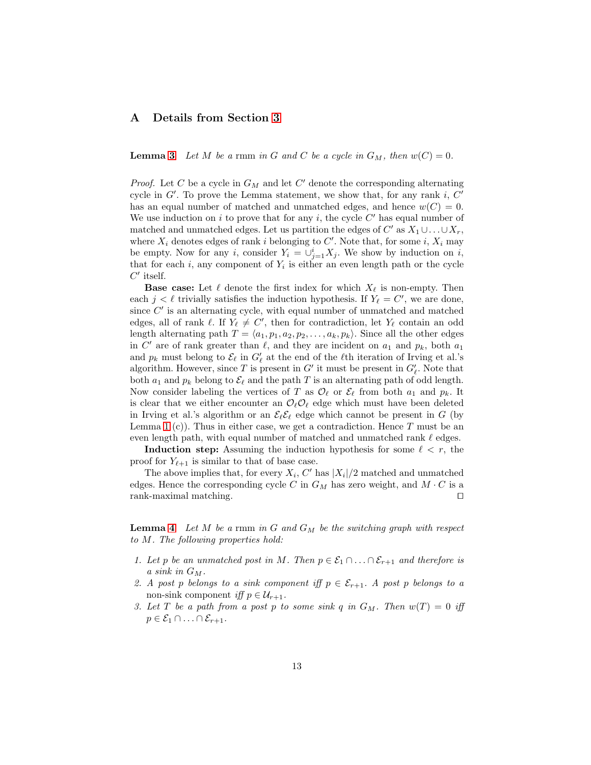## A Details from Section 3

**Lemma 3** *Let $M$ be a* rmm *in $G$ and $C$ be a cycle in $G_M$, then $w(C) = 0$.*

*Proof.* Let $C$ be a cycle in $G_M$ and let $C'$ denote the corresponding alternating cycle in $G'$. To prove the Lemma statement, we show that, for any rank $i$, $C'$ has an equal number of matched and unmatched edges, and hence $w(C) = 0$. We use induction on $i$ to prove that for any $i$, the cycle $C'$ has equal number of matched and unmatched edges. Let us partition the edges of $C'$ as $X_1 \cup \ldots \cup X_r$, where $X_i$ denotes edges of rank $i$ belonging to $C'$. Note that, for some $i$, $X_i$ may be empty. Now for any $i$, consider $Y_i = \cup_{j=1}^{i} X_j$. We show by induction on $i$, that for each $i$, any component of $Y_i$ is either an even length path or the cycle $C'$ itself.

**Base case:** Let $\ell$ denote the first index for which $X_\ell$ is non-empty. Then each $j < \ell$ trivially satisfies the induction hypothesis. If $Y_\ell = C'$, we are done, since $C'$ is an alternating cycle, with equal number of unmatched and matched edges, all of rank $\ell$. If $Y_\ell \neq C'$, then for contradiction, let $Y_\ell$ contain an odd length alternating path $T = \langle a_1, p_1, a_2, p_2, \ldots, a_k, p_k \rangle$. Since all the other edges in $C'$ are of rank greater than $\ell$, and they are incident on $a_1$ and $p_k$, both $a_1$ and $p_k$ must belong to $\mathcal{E}_\ell$ in $G'_\ell$ at the end of the $\ell$th iteration of Irving et al.'s algorithm. However, since $T$ is present in $G'$ it must be present in $G'_\ell$. Note that both $a_1$ and $p_k$ belong to $\mathcal{E}_\ell$ and the path $T$ is an alternating path of odd length. Now consider labeling the vertices of $T$ as $\mathcal{O}_\ell$ or $\mathcal{E}_\ell$ from both $a_1$ and $p_k$. It is clear that we either encounter an $\mathcal{O}_\ell\mathcal{O}_\ell$ edge which must have been deleted in Irving et al.'s algorithm or an $\mathcal{E}_\ell\mathcal{E}_\ell$ edge which cannot be present in $G$ (by Lemma 1 (c)). Thus in either case, we get a contradiction. Hence $T$ must be an even length path, with equal number of matched and unmatched rank $\ell$ edges.

**Induction step:** Assuming the induction hypothesis for some $\ell < r$, the proof for $Y_{\ell+1}$ is similar to that of base case.

The above implies that, for every $X_i$, $C'$ has $|X_i|/2$ matched and unmatched edges. Hence the corresponding cycle $C$ in $G_M$ has zero weight, and $M \cdot C$ is a rank-maximal matching. ◻

**Lemma 4** *Let $M$ be a* rmm *in $G$ and $G_M$ be the switching graph with respect to $M$. The following properties hold:*

1. *Let $p$ be an unmatched post in $M$. Then $p \in \mathcal{E}_1 \cap \ldots \cap \mathcal{E}_{r+1}$ and therefore is a sink in $G_M$.*
2. *A post $p$ belongs to a sink component iff $p \in \mathcal{E}_{r+1}$. A post $p$ belongs to a* non-sink component *iff $p \in \mathcal{U}_{r+1}$.*
3. *Let $T$ be a path from a post $p$ to some sink $q$ in $G_M$. Then $w(T) = 0$ iff $p \in \mathcal{E}_1 \cap \ldots \cap \mathcal{E}_{r+1}$.*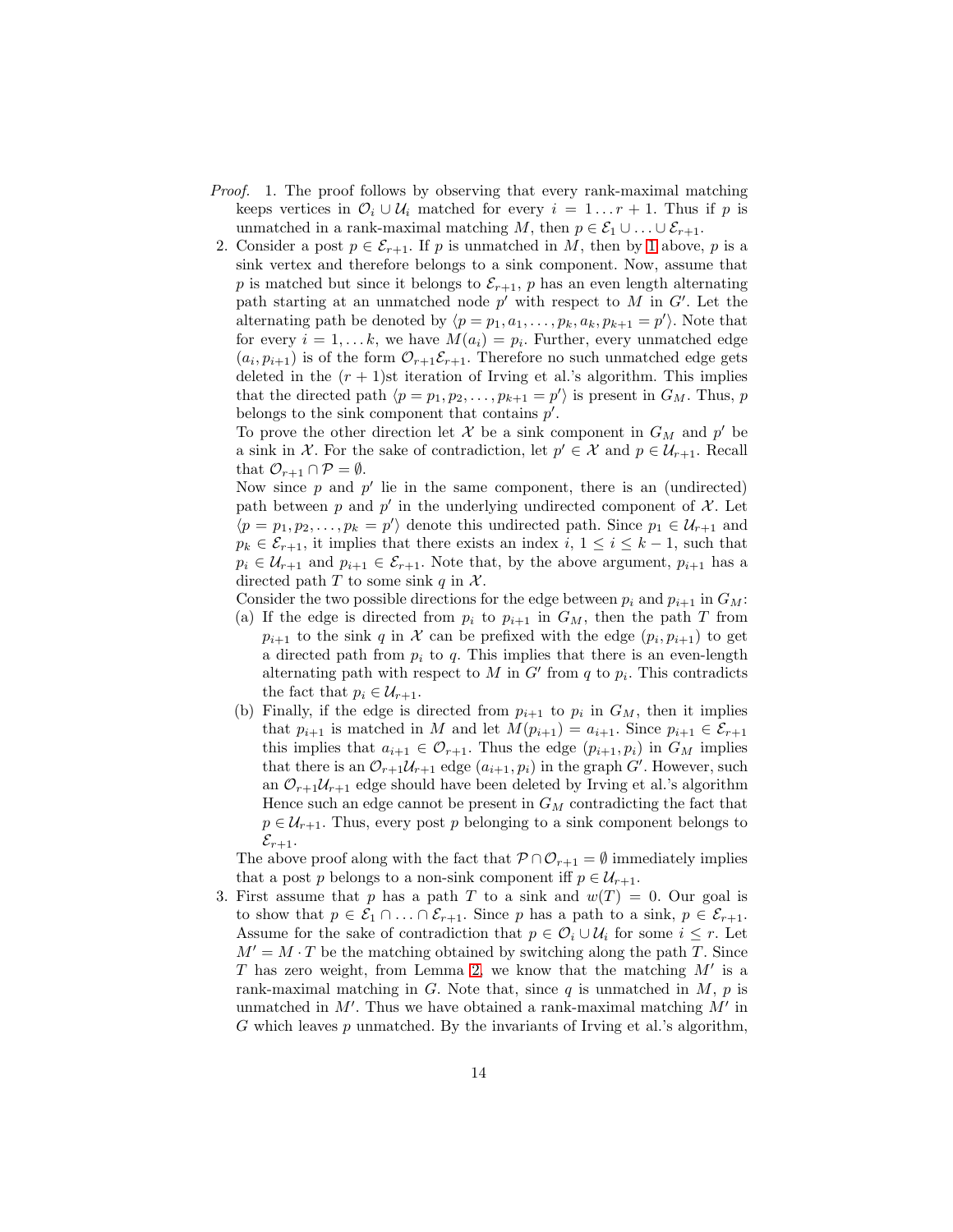*Proof.* 1. The proof follows by observing that every rank-maximal matching keeps vertices in $\mathcal{O}_i \cup \mathcal{U}_i$ matched for every $i = 1 \ldots r+1$. Thus if $p$ is unmatched in a rank-maximal matching $M$, then $p \in \mathcal{E}_1 \cup \ldots \cup \mathcal{E}_{r+1}$.

2. Consider a post $p \in \mathcal{E}_{r+1}$. If $p$ is unmatched in $M$, then by 1 above, $p$ is a sink vertex and therefore belongs to a sink component. Now, assume that $p$ is matched but since it belongs to $\mathcal{E}_{r+1}$, $p$ has an even length alternating path starting at an unmatched node $p'$ with respect to $M$ in $G'$. Let the alternating path be denoted by $\langle p = p_1, a_1, \ldots, p_k, a_k, p_{k+1} = p' \rangle$. Note that for every $i = 1, \ldots k$, we have $M(a_i) = p_i$. Further, every unmatched edge $(a_i, p_{i+1})$ is of the form $\mathcal{O}_{r+1}\mathcal{E}_{r+1}$. Therefore no such unmatched edge gets deleted in the $(r+1)$st iteration of Irving et al.'s algorithm. This implies that the directed path $\langle p = p_1, p_2, \ldots, p_{k+1} = p' \rangle$ is present in $G_M$. Thus, $p$ belongs to the sink component that contains $p'$.

   To prove the other direction let $\mathcal{X}$ be a sink component in $G_M$ and $p'$ be a sink in $\mathcal{X}$. For the sake of contradiction, let $p' \in \mathcal{X}$ and $p \in \mathcal{U}_{r+1}$. Recall that $\mathcal{O}_{r+1} \cap \mathcal{P} = \emptyset$.

   Now since $p$ and $p'$ lie in the same component, there is an (undirected) path between $p$ and $p'$ in the underlying undirected component of $\mathcal{X}$. Let $\langle p = p_1, p_2, \ldots, p_k = p' \rangle$ denote this undirected path. Since $p_1 \in \mathcal{U}_{r+1}$ and $p_k \in \mathcal{E}_{r+1}$, it implies that there exists an index $i$, $1 \le i \le k-1$, such that $p_i \in \mathcal{U}_{r+1}$ and $p_{i+1} \in \mathcal{E}_{r+1}$. Note that, by the above argument, $p_{i+1}$ has a directed path $T$ to some sink $q$ in $\mathcal{X}$.

   Consider the two possible directions for the edge between $p_i$ and $p_{i+1}$ in $G_M$:

   (a) If the edge is directed from $p_i$ to $p_{i+1}$ in $G_M$, then the path $T$ from $p_{i+1}$ to the sink $q$ in $\mathcal{X}$ can be prefixed with the edge $(p_i, p_{i+1})$ to get a directed path from $p_i$ to $q$. This implies that there is an even-length alternating path with respect to $M$ in $G'$ from $q$ to $p_i$. This contradicts the fact that $p_i \in \mathcal{U}_{r+1}$.

   (b) Finally, if the edge is directed from $p_{i+1}$ to $p_i$ in $G_M$, then it implies that $p_{i+1}$ is matched in $M$ and let $M(p_{i+1}) = a_{i+1}$. Since $p_{i+1} \in \mathcal{E}_{r+1}$ this implies that $a_{i+1} \in \mathcal{O}_{r+1}$. Thus the edge $(p_{i+1}, p_i)$ in $G_M$ implies that there is an $\mathcal{O}_{r+1}\mathcal{U}_{r+1}$ edge $(a_{i+1}, p_i)$ in the graph $G'$. However, such an $\mathcal{O}_{r+1}\mathcal{U}_{r+1}$ edge should have been deleted by Irving et al.'s algorithm Hence such an edge cannot be present in $G_M$ contradicting the fact that $p \in \mathcal{U}_{r+1}$. Thus, every post $p$ belonging to a sink component belongs to $\mathcal{E}_{r+1}$.

   The above proof along with the fact that $\mathcal{P} \cap \mathcal{O}_{r+1} = \emptyset$ immediately implies that a post $p$ belongs to a non-sink component iff $p \in \mathcal{U}_{r+1}$.

3. First assume that $p$ has a path $T$ to a sink and $w(T) = 0$. Our goal is to show that $p \in \mathcal{E}_1 \cap \ldots \cap \mathcal{E}_{r+1}$. Since $p$ has a path to a sink, $p \in \mathcal{E}_{r+1}$. Assume for the sake of contradiction that $p \in \mathcal{O}_i \cup \mathcal{U}_i$ for some $i \le r$. Let $M' = M \cdot T$ be the matching obtained by switching along the path $T$. Since $T$ has zero weight, from Lemma 2, we know that the matching $M'$ is a rank-maximal matching in $G$. Note that, since $q$ is unmatched in $M$, $p$ is unmatched in $M'$. Thus we have obtained a rank-maximal matching $M'$ in $G$ which leaves $p$ unmatched. By the invariants of Irving et al.'s algorithm,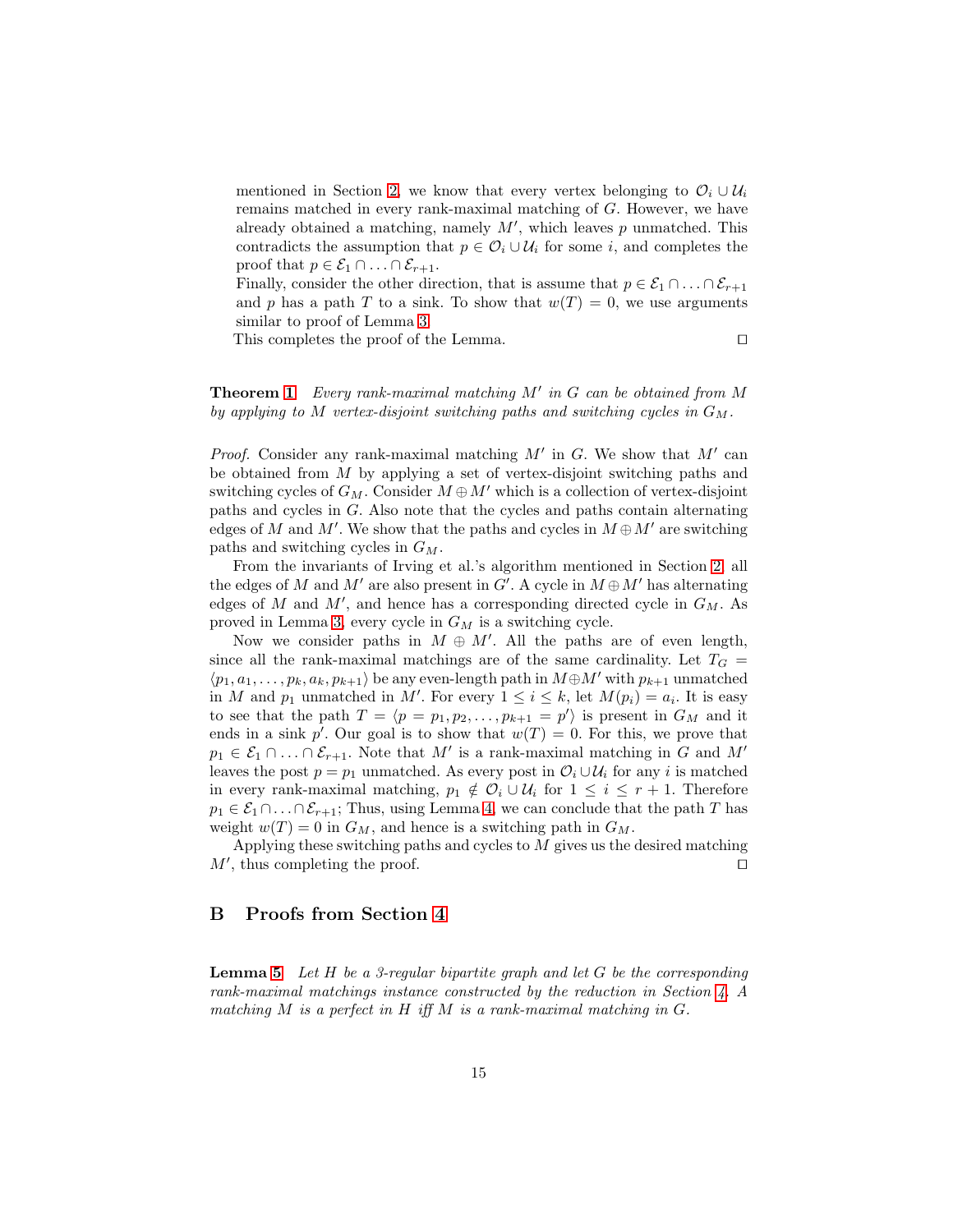mentioned in Section 2, we know that every vertex belonging to $\mathcal{O}_i \cup \mathcal{U}_i$ remains matched in every rank-maximal matching of $G$. However, we have already obtained a matching, namely $M'$, which leaves $p$ unmatched. This contradicts the assumption that $p \in \mathcal{O}_i \cup \mathcal{U}_i$ for some $i$, and completes the proof that $p \in \mathcal{E}_1 \cap \ldots \cap \mathcal{E}_{r+1}$.

Finally, consider the other direction, that is assume that $p \in \mathcal{E}_1 \cap \ldots \cap \mathcal{E}_{r+1}$ and $p$ has a path $T$ to a sink. To show that $w(T) = 0$, we use arguments similar to proof of Lemma 3.

This completes the proof of the Lemma. ◻

**Theorem 1** *Every rank-maximal matching $M'$ in $G$ can be obtained from $M$ by applying to $M$ vertex-disjoint switching paths and switching cycles in $G_M$.*

*Proof.* Consider any rank-maximal matching $M'$ in $G$. We show that $M'$ can be obtained from $M$ by applying a set of vertex-disjoint switching paths and switching cycles of $G_M$. Consider $M \oplus M'$ which is a collection of vertex-disjoint paths and cycles in $G$. Also note that the cycles and paths contain alternating edges of $M$ and $M'$. We show that the paths and cycles in $M \oplus M'$ are switching paths and switching cycles in $G_M$.

From the invariants of Irving et al.'s algorithm mentioned in Section 2, all the edges of $M$ and $M'$ are also present in $G'$. A cycle in $M \oplus M'$ has alternating edges of $M$ and $M'$, and hence has a corresponding directed cycle in $G_M$. As proved in Lemma 3, every cycle in $G_M$ is a switching cycle.

Now we consider paths in $M \oplus M'$. All the paths are of even length, since all the rank-maximal matchings are of the same cardinality. Let $T_G = \langle p_1, a_1, \ldots, p_k, a_k, p_{k+1} \rangle$ be any even-length path in $M \oplus M'$ with $p_{k+1}$ unmatched in $M$ and $p_1$ unmatched in $M'$. For every $1 \le i \le k$, let $M(p_i) = a_i$. It is easy to see that the path $T = \langle p = p_1, p_2, \ldots, p_{k+1} = p' \rangle$ is present in $G_M$ and it ends in a sink $p'$. Our goal is to show that $w(T) = 0$. For this, we prove that $p_1 \in \mathcal{E}_1 \cap \ldots \cap \mathcal{E}_{r+1}$. Note that $M'$ is a rank-maximal matching in $G$ and $M'$ leaves the post $p = p_1$ unmatched. As every post in $\mathcal{O}_i \cup \mathcal{U}_i$ for any $i$ is matched in every rank-maximal matching, $p_1 \notin \mathcal{O}_i \cup \mathcal{U}_i$ for $1 \le i \le r+1$. Therefore $p_1 \in \mathcal{E}_1 \cap \ldots \cap \mathcal{E}_{r+1}$; Thus, using Lemma 4, we can conclude that the path $T$ has weight $w(T) = 0$ in $G_M$, and hence is a switching path in $G_M$.

Applying these switching paths and cycles to $M$ gives us the desired matching $M'$, thus completing the proof. ◻

## B Proofs from Section 4

**Lemma 5** *Let $H$ be a 3-regular bipartite graph and let $G$ be the corresponding rank-maximal matchings instance constructed by the reduction in Section 4. A matching $M$ is a perfect in $H$ iff $M$ is a rank-maximal matching in $G$.*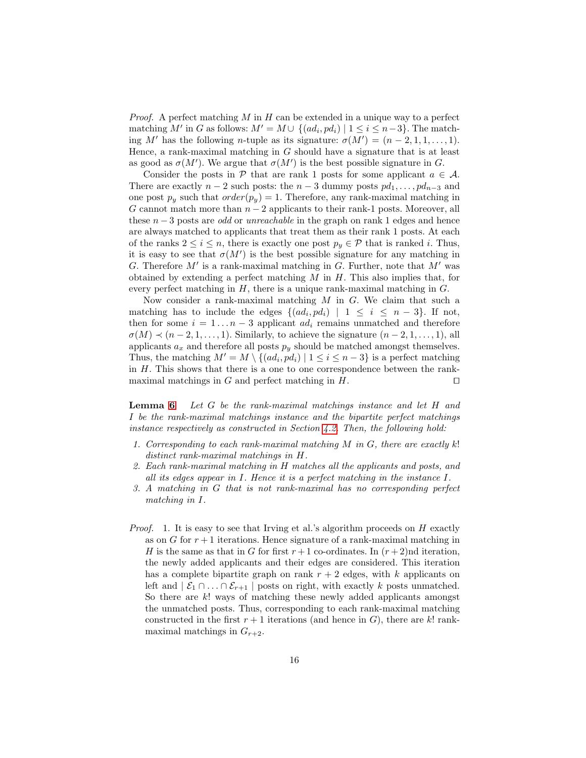*Proof.* A perfect matching $M$ in $H$ can be extended in a unique way to a perfect matching $M'$ in $G$ as follows: $M' = M \cup \{(ad_i, pd_i) \mid 1 \leq i \leq n-3\}$. The matching $M'$ has the following $n$-tuple as its signature: $\sigma(M') = (n-2, 1, 1, \ldots, 1)$. Hence, a rank-maximal matching in $G$ should have a signature that is at least as good as $\sigma(M')$. We argue that $\sigma(M')$ is the best possible signature in $G$.

Consider the posts in $\mathcal{P}$ that are rank 1 posts for some applicant $a \in \mathcal{A}$. There are exactly $n-2$ such posts: the $n-3$ dummy posts $pd_1, \ldots, pd_{n-3}$ and one post $p_y$ such that $order(p_y) = 1$. Therefore, any rank-maximal matching in $G$ cannot match more than $n-2$ applicants to their rank-1 posts. Moreover, all these $n-3$ posts are *odd* or *unreachable* in the graph on rank 1 edges and hence are always matched to applicants that treat them as their rank 1 posts. At each of the ranks $2 \leq i \leq n$, there is exactly one post $p_y \in \mathcal{P}$ that is ranked $i$. Thus, it is easy to see that $\sigma(M')$ is the best possible signature for any matching in $G$. Therefore $M'$ is a rank-maximal matching in $G$. Further, note that $M'$ was obtained by extending a perfect matching $M$ in $H$. This also implies that, for every perfect matching in $H$, there is a unique rank-maximal matching in $G$.

Now consider a rank-maximal matching $M$ in $G$. We claim that such a matching has to include the edges $\{(ad_i, pd_i) \mid 1 \leq i \leq n-3\}$. If not, then for some $i = 1 \ldots n-3$ applicant $ad_i$ remains unmatched and therefore $\sigma(M) \prec (n-2, 1, \ldots, 1)$. Similarly, to achieve the signature $(n-2, 1, \ldots, 1)$, all applicants $a_x$ and therefore all posts $p_y$ should be matched amongst themselves. Thus, the matching $M' = M \setminus \{(ad_i, pd_i) \mid 1 \leq i \leq n-3\}$ is a perfect matching in $H$. This shows that there is a one to one correspondence between the rank-maximal matchings in $G$ and perfect matching in $H$. ◻

**Lemma 6** *Let $G$ be the rank-maximal matchings instance and let $H$ and $I$ be the rank-maximal matchings instance and the bipartite perfect matchings instance respectively as constructed in Section 4.2. Then, the following hold:*

1. *Corresponding to each rank-maximal matching $M$ in $G$, there are exactly $k!$ distinct rank-maximal matchings in $H$.*
2. *Each rank-maximal matching in $H$ matches all the applicants and posts, and all its edges appear in $I$. Hence it is a perfect matching in the instance $I$.*
3. *A matching in $G$ that is not rank-maximal has no corresponding perfect matching in $I$.*

*Proof.*

1. It is easy to see that Irving et al.'s algorithm proceeds on $H$ exactly as on $G$ for $r+1$ iterations. Hence signature of a rank-maximal matching in $H$ is the same as that in $G$ for first $r+1$ co-ordinates. In $(r+2)$nd iteration, the newly added applicants and their edges are considered. This iteration has a complete bipartite graph on rank $r+2$ edges, with $k$ applicants on left and $\mid \mathcal{E}_1 \cap \ldots \cap \mathcal{E}_{r+1} \mid$ posts on right, with exactly $k$ posts unmatched. So there are $k!$ ways of matching these newly added applicants amongst the unmatched posts. Thus, corresponding to each rank-maximal matching constructed in the first $r+1$ iterations (and hence in $G$), there are $k!$ rank-maximal matchings in $G_{r+2}$.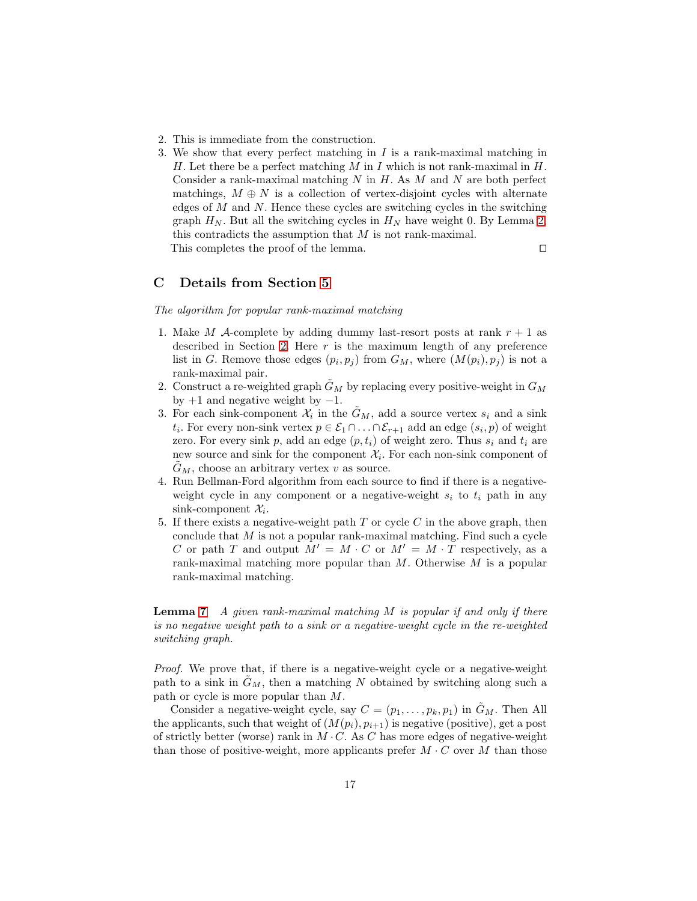2. This is immediate from the construction.
3. We show that every perfect matching in $I$ is a rank-maximal matching in $H$. Let there be a perfect matching $M$ in $I$ which is not rank-maximal in $H$. Consider a rank-maximal matching $N$ in $H$. As $M$ and $N$ are both perfect matchings, $M \oplus N$ is a collection of vertex-disjoint cycles with alternate edges of $M$ and $N$. Hence these cycles are switching cycles in the switching graph $H_N$. But all the switching cycles in $H_N$ have weight 0. By Lemma 2, this contradicts the assumption that $M$ is not rank-maximal.

This completes the proof of the lemma. ◻

## C Details from Section 5

*The algorithm for popular rank-maximal matching*

1. Make $M$ $\mathcal{A}$-complete by adding dummy last-resort posts at rank $r + 1$ as described in Section 2. Here $r$ is the maximum length of any preference list in $G$. Remove those edges $(p_i, p_j)$ from $G_M$, where $(M(p_i), p_j)$ is not a rank-maximal pair.
2. Construct a re-weighted graph $\tilde{G}_M$ by replacing every positive-weight in $G_M$ by $+1$ and negative weight by $-1$.
3. For each sink-component $\mathcal{X}_i$ in the $\tilde{G}_M$, add a source vertex $s_i$ and a sink $t_i$. For every non-sink vertex $p \in \mathcal{E}_1 \cap \ldots \cap \mathcal{E}_{r+1}$ add an edge $(s_i, p)$ of weight zero. For every sink $p$, add an edge $(p, t_i)$ of weight zero. Thus $s_i$ and $t_i$ are new source and sink for the component $\mathcal{X}_i$. For each non-sink component of $\tilde{G}_M$, choose an arbitrary vertex $v$ as source.
4. Run Bellman-Ford algorithm from each source to find if there is a negative-weight cycle in any component or a negative-weight $s_i$ to $t_i$ path in any sink-component $\mathcal{X}_i$.
5. If there exists a negative-weight path $T$ or cycle $C$ in the above graph, then conclude that $M$ is not a popular rank-maximal matching. Find such a cycle $C$ or path $T$ and output $M' = M \cdot C$ or $M' = M \cdot T$ respectively, as a rank-maximal matching more popular than $M$. Otherwise $M$ is a popular rank-maximal matching.

**Lemma 7** *A given rank-maximal matching $M$ is popular if and only if there is no negative weight path to a sink or a negative-weight cycle in the re-weighted switching graph.*

*Proof.* We prove that, if there is a negative-weight cycle or a negative-weight path to a sink in $\tilde{G}_M$, then a matching $N$ obtained by switching along such a path or cycle is more popular than $M$.

Consider a negative-weight cycle, say $C = (p_1, \ldots, p_k, p_1)$ in $\tilde{G}_M$. Then All the applicants, such that weight of $(M(p_i), p_{i+1})$ is negative (positive), get a post of strictly better (worse) rank in $M \cdot C$. As $C$ has more edges of negative-weight than those of positive-weight, more applicants prefer $M \cdot C$ over $M$ than those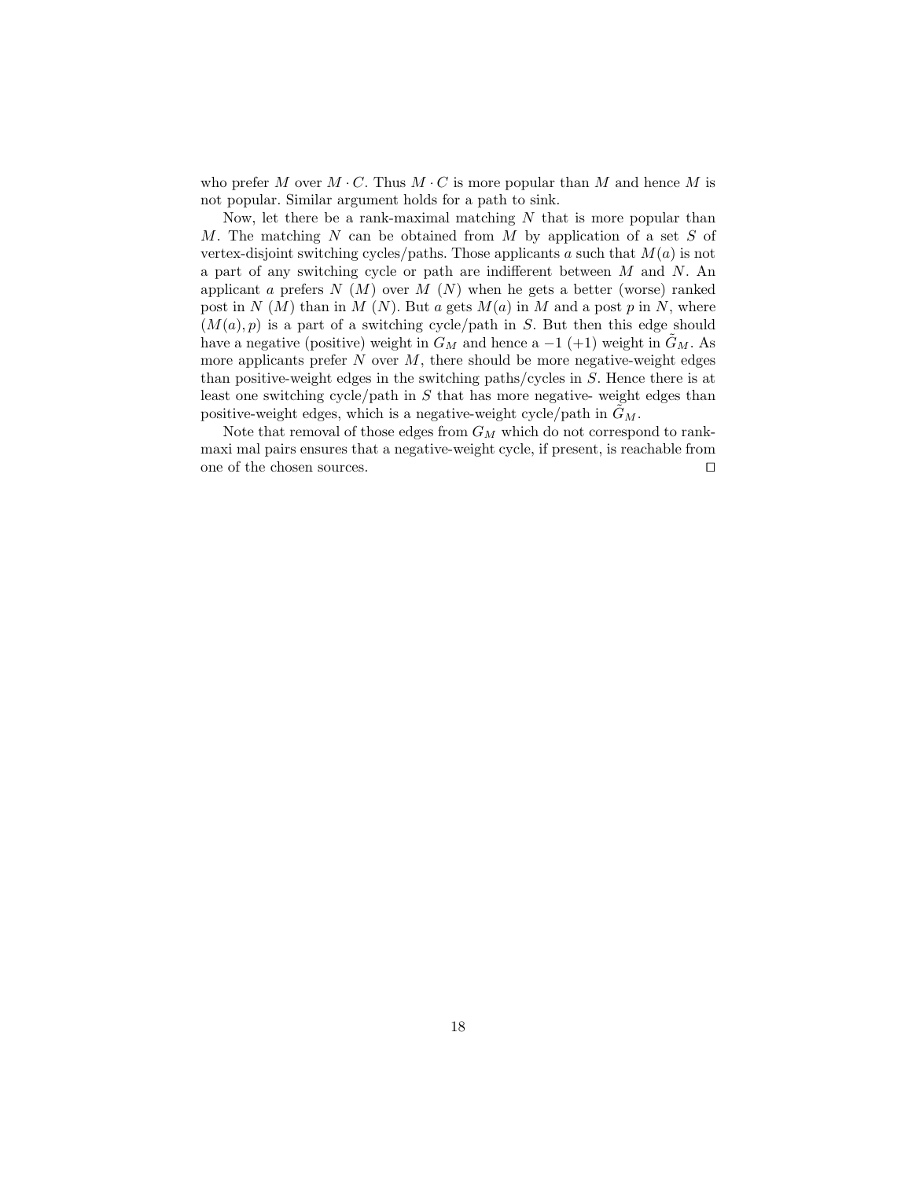who prefer $M$ over $M \cdot C$. Thus $M \cdot C$ is more popular than $M$ and hence $M$ is not popular. Similar argument holds for a path to sink.

Now, let there be a rank-maximal matching $N$ that is more popular than $M$. The matching $N$ can be obtained from $M$ by application of a set $S$ of vertex-disjoint switching cycles/paths. Those applicants $a$ such that $M(a)$ is not a part of any switching cycle or path are indifferent between $M$ and $N$. An applicant $a$ prefers $N$ ($M$) over $M$ ($N$) when he gets a better (worse) ranked post in $N$ ($M$) than in $M$ ($N$). But $a$ gets $M(a)$ in $M$ and a post $p$ in $N$, where $(M(a), p)$ is a part of a switching cycle/path in $S$. But then this edge should have a negative (positive) weight in $G_M$ and hence a $-1$ ($+1$) weight in $\tilde{G}_M$. As more applicants prefer $N$ over $M$, there should be more negative-weight edges than positive-weight edges in the switching paths/cycles in $S$. Hence there is at least one switching cycle/path in $S$ that has more negative- weight edges than positive-weight edges, which is a negative-weight cycle/path in $\tilde{G}_M$.

Note that removal of those edges from $G_M$ which do not correspond to rank-maxi mal pairs ensures that a negative-weight cycle, if present, is reachable from one of the chosen sources. ◻